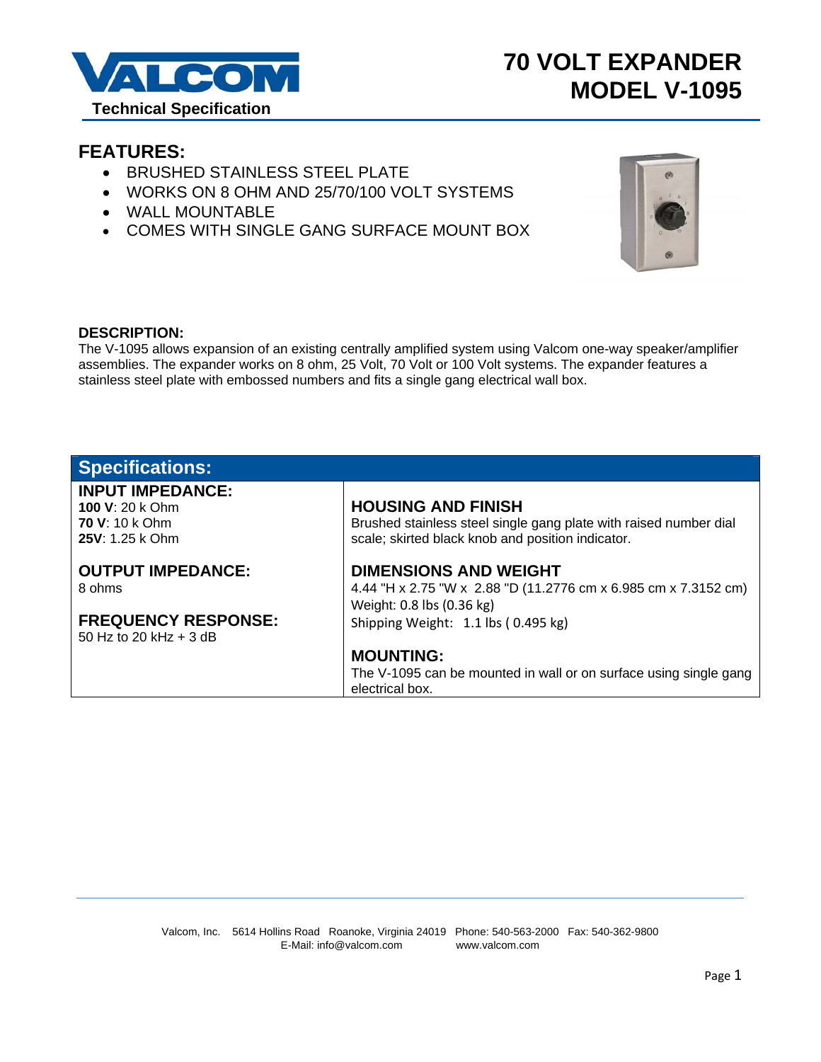# 70 VOLT EXPANDER MODEL V-1095

VALCOM

Technical Specification

## FEATURES:

- BRUSHED STAINLESS STEEL PLATE
- WORKS ON 8 OHM AND 25/70/100 VOLT SYSTEMS
- WALL MOUNTABLE
- COMES WITH SINGLE GANG SURFACE MOUNT BOX

### DESCRIPTION:

The V-1095 allows expansion of an existing centrally amplified system using Valcom one-way speaker/amplifier assemblies. The expander works on 8 ohm, 25 Volt, 70 Volt or 100 Volt systems. The expander features a stainless steel plate with embossed numbers and fits a single gang electrical wall box.

## Specifications:

### INPUT IMPEDANCE:

**100 V**: 20 k Ohm
**70 V**: 10 k Ohm
**25V**: 1.25 k Ohm

### OUTPUT IMPEDANCE:

8 ohms

### FREQUENCY RESPONSE:

50 Hz to 20 kHz + 3 dB

### HOUSING AND FINISH

Brushed stainless steel single gang plate with raised number dial scale; skirted black knob and position indicator.

### DIMENSIONS AND WEIGHT

4.44 "H x 2.75 "W x 2.88 "D (11.2776 cm x 6.985 cm x 7.3152 cm)
Weight: 0.8 lbs (0.36 kg)
Shipping Weight: 1.1 lbs ( 0.495 kg)

### MOUNTING:

The V-1095 can be mounted in wall or on surface using single gang electrical box.

Valcom, Inc. 5614 Hollins Road Roanoke, Virginia 24019 Phone: 540-563-2000 Fax: 540-362-9800
E-Mail: info@valcom.com www.valcom.com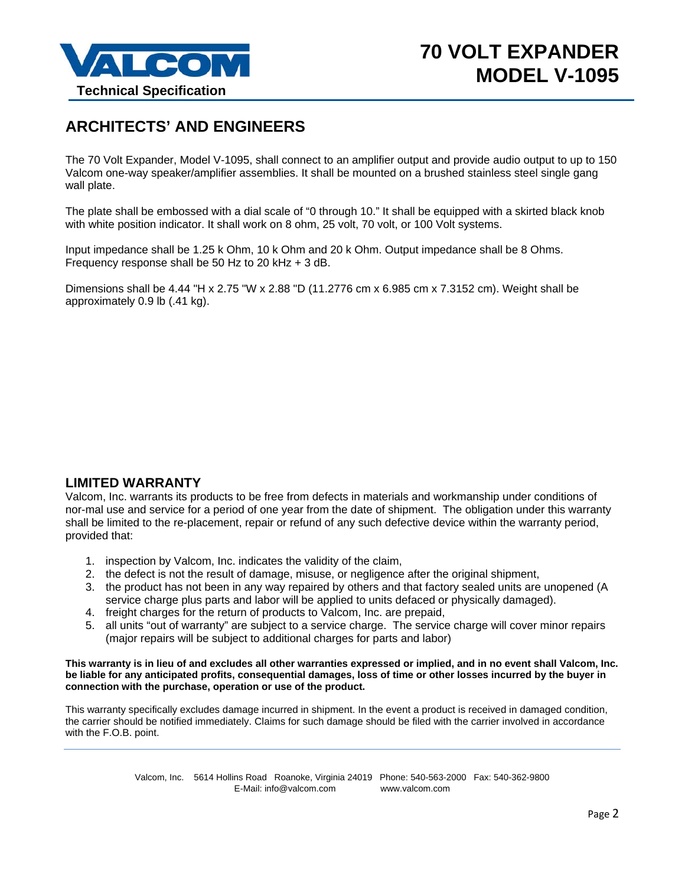# 70 VOLT EXPANDER MODEL V-1095

**Technical Specification**

## ARCHITECTS' AND ENGINEERS

The 70 Volt Expander, Model V-1095, shall connect to an amplifier output and provide audio output to up to 150 Valcom one-way speaker/amplifier assemblies. It shall be mounted on a brushed stainless steel single gang wall plate.

The plate shall be embossed with a dial scale of "0 through 10." It shall be equipped with a skirted black knob with white position indicator. It shall work on 8 ohm, 25 volt, 70 volt, or 100 Volt systems.

Input impedance shall be 1.25 k Ohm, 10 k Ohm and 20 k Ohm. Output impedance shall be 8 Ohms. Frequency response shall be 50 Hz to 20 kHz + 3 dB.

Dimensions shall be 4.44 "H x 2.75 "W x 2.88 "D (11.2776 cm x 6.985 cm x 7.3152 cm). Weight shall be approximately 0.9 lb (.41 kg).

### LIMITED WARRANTY

Valcom, Inc. warrants its products to be free from defects in materials and workmanship under conditions of nor-mal use and service for a period of one year from the date of shipment. The obligation under this warranty shall be limited to the re-placement, repair or refund of any such defective device within the warranty period, provided that:

1. inspection by Valcom, Inc. indicates the validity of the claim,
2. the defect is not the result of damage, misuse, or negligence after the original shipment,
3. the product has not been in any way repaired by others and that factory sealed units are unopened (A service charge plus parts and labor will be applied to units defaced or physically damaged).
4. freight charges for the return of products to Valcom, Inc. are prepaid,
5. all units "out of warranty" are subject to a service charge. The service charge will cover minor repairs (major repairs will be subject to additional charges for parts and labor)

**This warranty is in lieu of and excludes all other warranties expressed or implied, and in no event shall Valcom, Inc. be liable for any anticipated profits, consequential damages, loss of time or other losses incurred by the buyer in connection with the purchase, operation or use of the product.**

This warranty specifically excludes damage incurred in shipment. In the event a product is received in damaged condition, the carrier should be notified immediately. Claims for such damage should be filed with the carrier involved in accordance with the F.O.B. point.

Valcom, Inc. 5614 Hollins Road Roanoke, Virginia 24019 Phone: 540-563-2000 Fax: 540-362-9800
E-Mail: info@valcom.com www.valcom.com